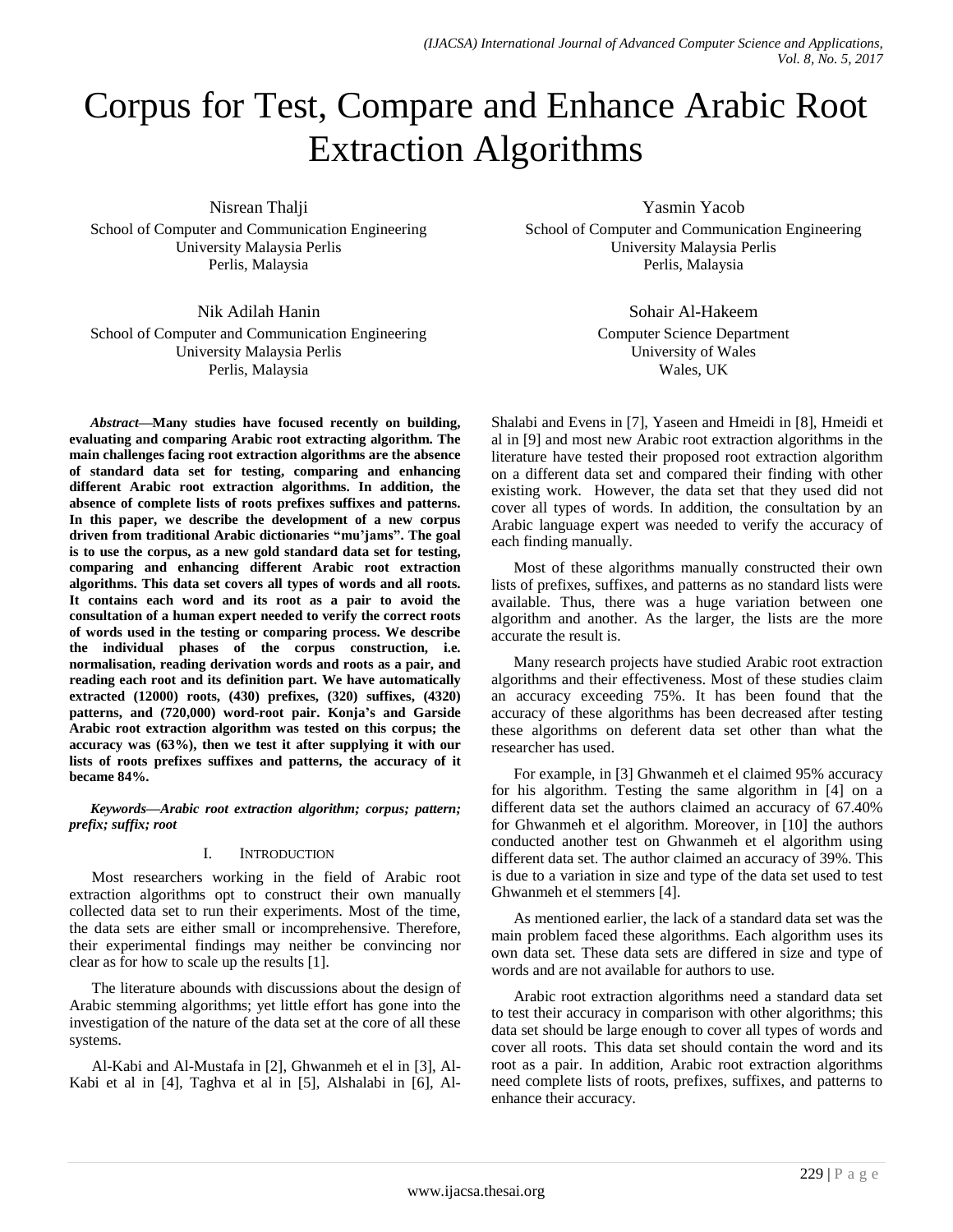# Corpus for Test, Compare and Enhance Arabic Root Extraction Algorithms

Nisrean Thalji
School of Computer and Communication Engineering
University Malaysia Perlis
Perlis, Malaysia

Yasmin Yacob
School of Computer and Communication Engineering
University Malaysia Perlis
Perlis, Malaysia

Nik Adilah Hanin
School of Computer and Communication Engineering
University Malaysia Perlis
Perlis, Malaysia

Sohair Al-Hakeem
Computer Science Department
University of Wales
Wales, UK

***Abstract*—Many studies have focused recently on building, evaluating and comparing Arabic root extracting algorithm. The main challenges facing root extraction algorithms are the absence of standard data set for testing, comparing and enhancing different Arabic root extraction algorithms. In addition, the absence of complete lists of roots prefixes suffixes and patterns. In this paper, we describe the development of a new corpus driven from traditional Arabic dictionaries "mu'jams". The goal is to use the corpus, as a new gold standard data set for testing, comparing and enhancing different Arabic root extraction algorithms. This data set covers all types of words and all roots. It contains each word and its root as a pair to avoid the consultation of a human expert needed to verify the correct roots of words used in the testing or comparing process. We describe the individual phases of the corpus construction, i.e. normalisation, reading derivation words and roots as a pair, and reading each root and its definition part. We have automatically extracted (12000) roots, (430) prefixes, (320) suffixes, (4320) patterns, and (720,000) word-root pair. Konja's and Garside Arabic root extraction algorithm was tested on this corpus; the accuracy was (63%), then we test it after supplying it with our lists of roots prefixes suffixes and patterns, the accuracy of it became 84%.**

***Keywords*—*Arabic root extraction algorithm; corpus; pattern; prefix; suffix; root***

## I. Introduction

Most researchers working in the field of Arabic root extraction algorithms opt to construct their own manually collected data set to run their experiments. Most of the time, the data sets are either small or incomprehensive. Therefore, their experimental findings may neither be convincing nor clear as for how to scale up the results [1].

The literature abounds with discussions about the design of Arabic stemming algorithms; yet little effort has gone into the investigation of the nature of the data set at the core of all these systems.

Al-Kabi and Al-Mustafa in [2], Ghwanmeh et el in [3], Al-Kabi et al in [4], Taghva et al in [5], Alshalabi in [6], Al-Shalabi and Evens in [7], Yaseen and Hmeidi in [8], Hmeidi et al in [9] and most new Arabic root extraction algorithms in the literature have tested their proposed root extraction algorithm on a different data set and compared their finding with other existing work. However, the data set that they used did not cover all types of words. In addition, the consultation by an Arabic language expert was needed to verify the accuracy of each finding manually.

Most of these algorithms manually constructed their own lists of prefixes, suffixes, and patterns as no standard lists were available. Thus, there was a huge variation between one algorithm and another. As the larger, the lists are the more accurate the result is.

Many research projects have studied Arabic root extraction algorithms and their effectiveness. Most of these studies claim an accuracy exceeding 75%. It has been found that the accuracy of these algorithms has been decreased after testing these algorithms on deferent data set other than what the researcher has used.

For example, in [3] Ghwanmeh et el claimed 95% accuracy for his algorithm. Testing the same algorithm in [4] on a different data set the authors claimed an accuracy of 67.40% for Ghwanmeh et el algorithm. Moreover, in [10] the authors conducted another test on Ghwanmeh et el algorithm using different data set. The author claimed an accuracy of 39%. This is due to a variation in size and type of the data set used to test Ghwanmeh et el stemmers [4].

As mentioned earlier, the lack of a standard data set was the main problem faced these algorithms. Each algorithm uses its own data set. These data sets are differed in size and type of words and are not available for authors to use.

Arabic root extraction algorithms need a standard data set to test their accuracy in comparison with other algorithms; this data set should be large enough to cover all types of words and cover all roots. This data set should contain the word and its root as a pair. In addition, Arabic root extraction algorithms need complete lists of roots, prefixes, suffixes, and patterns to enhance their accuracy.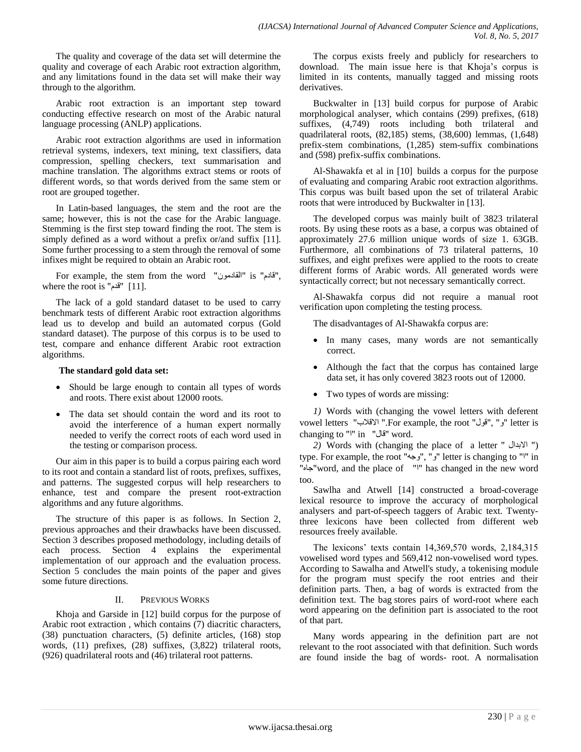The quality and coverage of the data set will determine the quality and coverage of each Arabic root extraction algorithm, and any limitations found in the data set will make their way through to the algorithm.

Arabic root extraction is an important step toward conducting effective research on most of the Arabic natural language processing (ANLP) applications.

Arabic root extraction algorithms are used in information retrieval systems, indexers, text mining, text classifiers, data compression, spelling checkers, text summarisation and machine translation. The algorithms extract stems or roots of different words, so that words derived from the same stem or root are grouped together.

In Latin-based languages, the stem and the root are the same; however, this is not the case for the Arabic language. Stemming is the first step toward finding the root. The stem is simply defined as a word without a prefix or/and suffix [11]. Some further processing to a stem through the removal of some infixes might be required to obtain an Arabic root.

For example, the stem from the word "القادمون" is "قادم", where the root is "قدم" [11].

The lack of a gold standard dataset to be used to carry benchmark tests of different Arabic root extraction algorithms lead us to develop and build an automated corpus (Gold standard dataset). The purpose of this corpus is to be used to test, compare and enhance different Arabic root extraction algorithms.

**The standard gold data set:**

- Should be large enough to contain all types of words and roots. There exist about 12000 roots.
- The data set should contain the word and its root to avoid the interference of a human expert normally needed to verify the correct roots of each word used in the testing or comparison process.

Our aim in this paper is to build a corpus pairing each word to its root and contain a standard list of roots, prefixes, suffixes, and patterns. The suggested corpus will help researchers to enhance, test and compare the present root-extraction algorithms and any future algorithms.

The structure of this paper is as follows. In Section 2, previous approaches and their drawbacks have been discussed. Section 3 describes proposed methodology, including details of each process. Section 4 explains the experimental implementation of our approach and the evaluation process. Section 5 concludes the main points of the paper and gives some future directions.

## II. Previous Works

Khoja and Garside in [12] build corpus for the purpose of Arabic root extraction , which contains (7) diacritic characters, (38) punctuation characters, (5) definite articles, (168) stop words, (11) prefixes, (28) suffixes, (3,822) trilateral roots, (926) quadrilateral roots and (46) trilateral root patterns.

The corpus exists freely and publicly for researchers to download. The main issue here is that Khoja's corpus is limited in its contents, manually tagged and missing roots derivatives.

Buckwalter in [13] build corpus for purpose of Arabic morphological analyser, which contains (299) prefixes, (618) suffixes, (4,749) roots including both trilateral and quadrilateral roots, (82,185) stems, (38,600) lemmas, (1,648) prefix-stem combinations, (1,285) stem-suffix combinations and (598) prefix-suffix combinations.

Al-Shawakfa et al in [10] builds a corpus for the purpose of evaluating and comparing Arabic root extraction algorithms. This corpus was built based upon the set of trilateral Arabic roots that were introduced by Buckwalter in [13].

The developed corpus was mainly built of 3823 trilateral roots. By using these roots as a base, a corpus was obtained of approximately 27.6 million unique words of size 1. 63GB. Furthermore, all combinations of 73 trilateral patterns, 10 suffixes, and eight prefixes were applied to the roots to create different forms of Arabic words. All generated words were syntactically correct; but not necessary semantically correct.

Al-Shawakfa corpus did not require a manual root verification upon completing the testing process.

The disadvantages of Al-Shawakfa corpus are:

- In many cases, many words are not semantically correct.
- Although the fact that the corpus has contained large data set, it has only covered 3823 roots out of 12000.
- Two types of words are missing:

*1)* Words with (changing the vowel letters with deferent vowel letters "الاقلاب".For example, the root "قول", "و" letter is changing to "ا" in "قال" word.

*2)* Words with (changing the place of a letter " الابدال ") type. For example, the root "وجه", "و" letter is changing to "ا" in "جاه"word, and the place of "ا" has changed in the new word too.

Sawlha and Atwell [14] constructed a broad-coverage lexical resource to improve the accuracy of morphological analysers and part-of-speech taggers of Arabic text. Twenty-three lexicons have been collected from different web resources freely available.

The lexicons' texts contain 14,369,570 words, 2,184,315 vowelised word types and 569,412 non-vowelised word types. According to Sawalha and Atwell's study, a tokenising module for the program must specify the root entries and their definition parts. Then, a bag of words is extracted from the definition text. The bag stores pairs of word-root where each word appearing on the definition part is associated to the root of that part.

Many words appearing in the definition part are not relevant to the root associated with that definition. Such words are found inside the bag of words- root. A normalisation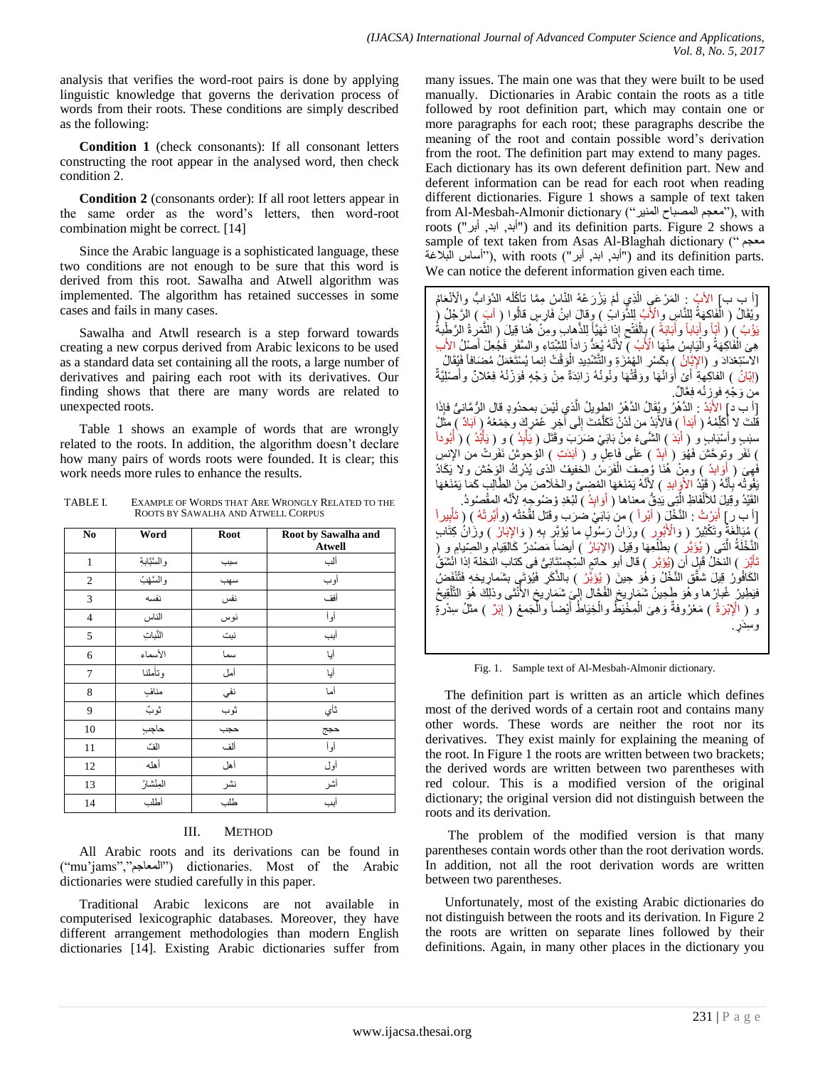analysis that verifies the word-root pairs is done by applying linguistic knowledge that governs the derivation process of words from their roots. These conditions are simply described as the following:

**Condition 1** (check consonants): If all consonant letters constructing the root appear in the analysed word, then check condition 2.

**Condition 2** (consonants order): If all root letters appear in the same order as the word's letters, then word-root combination might be correct. [14]

Since the Arabic language is a sophisticated language, these two conditions are not enough to be sure that this word is derived from this root. Sawalha and Atwell algorithm was implemented. The algorithm has retained successes in some cases and fails in many cases.

Sawalha and Atwll research is a step forward towards creating a new corpus derived from Arabic lexicons to be used as a standard data set containing all the roots, a large number of derivatives and pairing each root with its derivatives. Our finding shows that there are many words are related to unexpected roots.

Table 1 shows an example of words that are wrongly related to the roots. In addition, the algorithm doesn't declare how many pairs of words roots were founded. It is clear; this work needs more rules to enhance the results.

TABLE I. EXAMPLE OF WORDS THAT ARE WRONGLY RELATED TO THE ROOTS BY SAWALHA AND ATWELL CORPUS

| No | Word | Root | Root by Sawalha and Atwell |
|---|---|---|---|
| 1 | والسَّبَّابةِ | سبب | ألب |
| 2 | والسَّهْبُ | سهب | أوب |
| 3 | نفسه | نفس | أفف |
| 4 | الناس | نوس | أوا |
| 5 | النَّباتِ | نبت | أبب |
| 6 | الأسماء | سما | أيا |
| 7 | وتأملنا | أمل | أيا |
| 8 | منافٍ | نفي | أما |
| 9 | ثوبٌ | ثوب | ثأي |
| 10 | حاجبٍ | حجب | حجج |
| 11 | الفَ | ألف | أوا |
| 12 | أهله | أهل | أول |
| 13 | المِنْشارُ | نشر | أشر |
| 14 | أطلب | طلب | أبب |

## III. METHOD

All Arabic roots and its derivations can be found in ("mu'jams","المعاجم") dictionaries. Most of the Arabic dictionaries were studied carefully in this paper.

Traditional Arabic lexicons are not available in computerised lexicographic databases. Moreover, they have different arrangement methodologies than modern English dictionaries [14]. Existing Arabic dictionaries suffer from many issues. The main one was that they were built to be used manually. Dictionaries in Arabic contain the roots as a title followed by root definition part, which may contain one or more paragraphs for each root; these paragraphs describe the meaning of the root and contain possible word's derivation from the root. The definition part may extend to many pages. Each dictionary has its own deferent definition part. New and deferent information can be read for each root when reading different dictionaries. Figure 1 shows a sample of text taken from Al-Mesbah-Almonir dictionary ("معجم المصباح المنير"), with roots ("أبد, ابد, أبر") and its definition parts. Figure 2 shows a sample of text taken from Asas Al-Blaghah dictionary ("معجم أساس البلاغة"), with roots ("أبد, ابد, أبر") and its definition parts. We can notice the deferent information given each time.

[أ ب ب] الأبُّ : المَرْعَى الَّذِي لَمْ يَزْرَعْهُ النَّاسُ مِمَّا تَأكُلُه الدَّوَابُّ والأَنْعَامُ ويُقَالُ ( الْفاكِهَةُ لِلنَّاسِ والأَبُّ لِلدَّوَابِّ ) وقال ابنُ فارس قالوا ( أبَّ ) الرَّجُلُ ( يَؤُبُّ ) ( أبّاً وأَباباً وأَبابَةً ) بِالْفَتْحِ إذا تَهَيَّأَ لِلذَّهابِ ومِنْ هُنا قِيلَ ( الثَّمْرةُ الرَّطْبةُ هِيَ الْفَاكِهَةُ والْيابِسُ مِنْهَا الأبُّ ) لأنَّهُ يُعَدُّ زاداً للشِّتَاءِ والسَّفَرِ فَجُعِلَ أَصْلُ الأبِ الاسْتِعْدَادَ و (الإبَّانُ ) بكسْرِ الْهَمْزَةِ والتَّشْدِيدِ الْوَقْتُ إنما يُسْتَعْمَلُ مُضافاً فَيُقَالُ (إبَّانُ ) الفاكِهةِ أيْ أوَانُها وَوَقْتُهَا ونُونُهُ زائِدَةٌ مِنْ وَجْهٍ فَوَزْنُهُ فِعْلانٌ وأَصْلِيَّةٌ من وَجْهٍ فوزنُه فِعَّالٌ.
[أ ب د] الأبَدُ : الدَّهْرُ ويُقَالُ الدَّهْرُ الطويلُ الَّذِي لَيْسَ بمحدُودٍ قال الرُّمَّانِيُّ فإذَا قُلتَ لا أُكَلِّمُهُ ( أبداً ) فالأبَدُ من لَدُنْ تَكَلَّمْتَ إلَى آخِرِ عُمْرِكَ وجَمْعُهُ ( آبادٌ ) مِثْلُ سَبَبٍ وأسْبَابٍ و ( أبَدَ ) الشَّيءُ مِنْ بَابَيْ ضَرَبَ وقَتَل ( يَأْبِدُ ) و ( يَأْبُدُ ) ( أُبوداً ) نَفَر وتوحَّشَ فَهُوَ ( آبِدٌ ) عَلَى فَاعِلٍ و ( أبَدَتِ ) الوُحوشُ نَفَرتْ من الإنسِ فَهِيَ ( أوَابِدُ ) ومِنْ هُنَا وُصِفَ الْفَرَسُ الخفيفُ الذي يُدْرِكُ الوَحْشَ ولا يَكَادُ يَفُوتُهُ بِأنَّهُ ( قَيْدُ الأوَابِدِ ) لأنَّهُ يَمْنَعُهَا المُضِيَّ والخَلاصَ مِنَ الطَّالِبِ كَمَا يَمْنَعُهَا القَيْدُ وقِيلَ للأَلْفاظِ الَّتِي يَدِقُّ معناها ( أوَابِدُ ) لِبُعْدِ وُضُوحِهِ لأنَّه المَقْصُودُ.
[أ ب ر] أبَرْتُ : النَّخْلَ ( أبْراً ) من بَابَيْ ضرَب وقَتل لَقَّحْتُه (وأبَّرْتُهُ ) ( تَأبيراً ) مُبَالَغَةٌ وتَكْثِيرٌ ( وَالأَبُور ) وِزَانُ رَسُولٍ ما يُؤَبَّرُ بِهِ ( وَالإبارُ ) وِزانُ كِتَابٍ النَّخْلَةُ الَّتي ( يُؤبَّرُ ) بطَلْعِهَا وقِيلَ (الإبَارُ ) أيضاً مَصْدَرٌ كالقِيامِ والصِّيامِ و ( تَأَبَّرَ ) النخلُ قَبِلَ أن (يُؤَبَّرَ ) قال أبو حاتِمٍ السِّجِسْتَانِيُّ في كتاب النخلة إذَا انْشَقَّ الكَافُورُ قِيلَ شَقَّقَ النَّخْلُ وَهُوَ حِينَ ( يُؤبَّرُ ) بالذَّكَرِ فَيُؤتَى بِشَمَارِيخِهِ فَتُنْفَضُ فيَطِيرُ غُبارُها وهُوَ طَحِينُ شَمَارِيخِ الفُحَّالِ إلَى شَمَارِيخِ الأُنْثَى وذَلِكَ هُوَ التَّلْقِيحُ و ( الإبْرَةُ ) مَعْرُوفةٌ وَهِيَ الْمِخْيَطُ والْخِيَاطُ أيضاً والْجَمعُ ( إبَرٌ ) مثْلُ سِدْرَةٍ وسِدَرٍ.

Fig. 1. Sample text of Al-Mesbah-Almonir dictionary.

The definition part is written as an article which defines most of the derived words of a certain root and contains many other words. These words are neither the root nor its derivatives. They exist mainly for explaining the meaning of the root. In Figure 1 the roots are written between two brackets; the derived words are written between two parentheses with red colour. This is a modified version of the original dictionary; the original version did not distinguish between the roots and its derivation.

The problem of the modified version is that many parentheses contain words other than the root derivation words. In addition, not all the root derivation words are written between two parentheses.

Unfortunately, most of the existing Arabic dictionaries do not distinguish between the roots and its derivation. In Figure 2 the roots are written on separate lines followed by their definitions. Again, in many other places in the dictionary you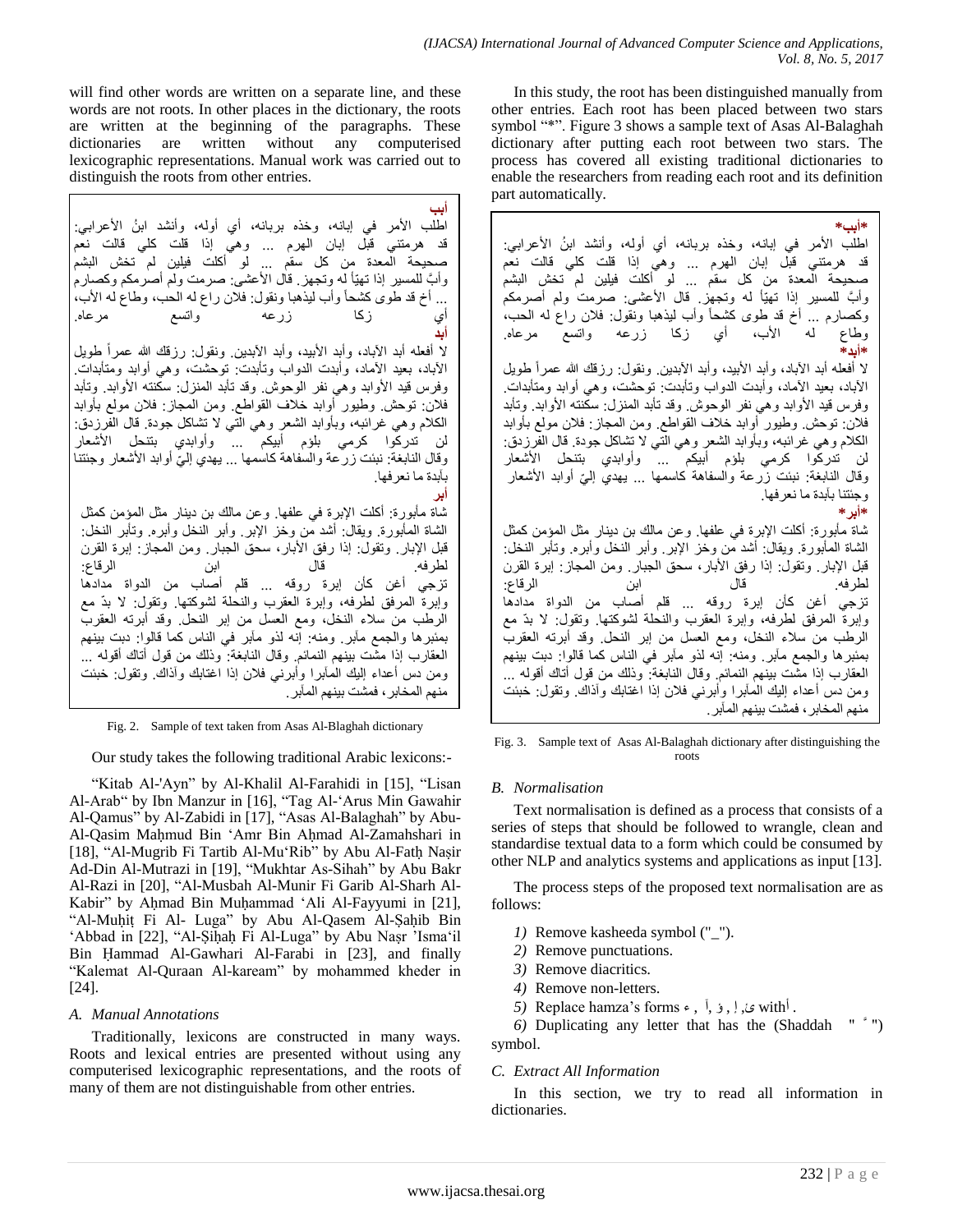will find other words are written on a separate line, and these words are not roots. In other places in the dictionary, the roots are written at the beginning of the paragraphs. These dictionaries are written without any computerised lexicographic representations. Manual work was carried out to distinguish the roots from other entries.

**أبب**
اطلب الأمر في إبانه، وخذه بربانه، أي أوله، وأنشد ابنُ الأعرابي: قد هرمتني قبل إبان الهرم ... وهي إذا قلت كلي قالت نعم صحيحة المعدة من كل سقم ... لو أكلت فيلين لم تخش البشم وأبَّ للمسير إذا تهيّأ له وتجهز. قال الأعشى: صرمت ولم أصرمكم وكصارم ... أخ قد طوى كشحاً وأب ليذهبا ونقول: فلان راع له الحب، وطاع له الأب، أي زكا زرعه واتسع مرعاه.
**أبد**
لا أفعله أبد الآباد، وأبد الأبيد، وأبد الأبدين. ونقول: رزقك الله عمراً طويل الآباد، بعيد الآماد، وأبدت الدواب وتأبدت: توحشت، وهي أوابد ومتأبدات. وفرس قيد الأوابد وهي نفر الوحوش. وقد تأبد المنزل: سكنته الأوابد. وتأبد فلان: توحش. وطيور أوابد خلاف القواطع. ومن المجاز: فلان مولع بأوابد الكلام وهي غرائبه، وبأوابد الشعر وهي التي لا تشاكل جودة. قال الفرزدق: لن تدركوا كرمي بلؤم أبيكم ... وأوابدي بتنحل الأشعار وقال النابغة: نبئت زرعة والسفاهة كاسمها ... يهدي إليّ أوابد الأشعار وجئتنا بأبدة ما نعرفها.
**أبر**
شاة مأبورة: أكلت الإبرة في علفها. وعن مالك بن دينار مثل المؤمن كمثل الشاة المأبورة. ويقال: أشد من وخز الإبر. وأبر النخل وأبره. وتأبر النخل: قبل الإبار. وتقول: إذا رفق الأبار، سحق الجبار. ومن المجاز: إبرة القرن لطرفه. قال ابن الرقاع: تزجي أغن كأن إبرة روقه ... قلم أصاب من الدواة مدادها وإبرة المرفق لطرفه، وإبرة العقرب والنحلة لشوكتها. وتقول: لا بدّ مع الرطب من سلاء النخل، ومع العسل من إبر النحل. وقد أبرته العقرب بمئبرها والجمع مآبر. ومنه: إنه لذو مآبر في الناس كما قالوا: دبت بينهم العقارب إذا مشت بينهم النمائم. وقال النابغة: وذلك من قول أتاك أقوله ... ومن دس أعداء إليك المآبرا وأبرني فلان إذا اغتابك وآذاك. وتقول: خبثت منهم المخابر، فمشت بينهم المآبر.

Fig. 2. Sample of text taken from Asas Al-Blaghah dictionary

Our study takes the following traditional Arabic lexicons:-

"Kitab Al-'Ayn" by Al-Khalil Al-Farahidi in [15], "Lisan Al-Arab" by Ibn Manzur in [16], "Tag Al-'Arus Min Gawahir Al-Qamus" by Al-Zabidi in [17], "Asas Al-Balaghah" by Abu-Al-Qasim Maḥmud Bin 'Amr Bin Aḥmad Al-Zamahshari in [18], "Al-Mugrib Fi Tartib Al-Mu'Rib" by Abu Al-Fatḥ Naṣir Ad-Din Al-Mutrazi in [19], "Mukhtar As-Sihah" by Abu Bakr Al-Razi in [20], "Al-Musbah Al-Munir Fi Garib Al-Sharh Al-Kabir" by Aḥmad Bin Muḥammad 'Ali Al-Fayyumi in [21], "Al-Muḥiṭ Fi Al- Luga" by Abu Al-Qasem Al-Ṣaḥib Bin 'Abbad in [22], "Al-Ṣiḥaḥ Fi Al-Luga" by Abu Naṣr 'Isma'il Bin Ḥammad Al-Gawhari Al-Farabi in [23], and finally "Kalemat Al-Quraan Al-kaream" by mohammed kheder in [24].

### A. Manual Annotations

Traditionally, lexicons are constructed in many ways. Roots and lexical entries are presented without using any computerised lexicographic representations, and the roots of many of them are not distinguishable from other entries.

In this study, the root has been distinguished manually from other entries. Each root has been placed between two stars symbol "*". Figure 3 shows a sample text of Asas Al-Balaghah dictionary after putting each root between two stars. The process has covered all existing traditional dictionaries to enable the researchers from reading each root and its definition part automatically.

**\*أبب\***
اطلب الأمر في إبانه، وخذه بربانه، أي أوله، وأنشد ابنُ الأعرابي: قد هرمتني قبل إبان الهرم ... وهي إذا قلت كلي قالت نعم صحيحة المعدة من كل سقم ... لو أكلت فيلين لم تخش البشم وأبَّ للمسير إذا تهيّأ له وتجهز. قال الأعشى: صرمت ولم أصرمكم وكصارم ... أخ قد طوى كشحاً وأب ليذهبا ونقول: فلان راع له الحب، وطاع له الأب، أي زكا زرعه واتسع مرعاه.
**\*أبد\***
لا أفعله أبد الآباد، وأبد الأبيد، وأبد الأبدين. ونقول: رزقك الله عمراً طويل الآباد، بعيد الآماد، وأبدت الدواب وتأبدت: توحشت، وهي أوابد ومتأبدات. وفرس قيد الأوابد وهي نفر الوحوش. وقد تأبد المنزل: سكنته الأوابد. وتأبد فلان: توحش. وطيور أوابد خلاف القواطع. ومن المجاز: فلان مولع بأوابد الكلام وهي غرائبه، وبأوابد الشعر وهي التي لا تشاكل جودة. قال الفرزدق: لن تدركوا كرمي بلؤم أبيكم ... وأوابدي بتنحل الأشعار وقال النابغة: نبئت زرعة والسفاهة كاسمها ... يهدي إليّ أوابد الأشعار وجئتنا بأبدة ما نعرفها.
**\*أبر\***
شاة مأبورة: أكلت الإبرة في علفها. وعن مالك بن دينار مثل المؤمن كمثل الشاة المأبورة. ويقال: أشد من وخز الإبر. وأبر النخل وأبره. وتأبر النخل: قبل الإبار. وتقول: إذا رفق الأبار، سحق الجبار. ومن المجاز: إبرة القرن لطرفه. قال ابن الرقاع: تزجي أغن كأن إبرة روقه ... قلم أصاب من الدواة مدادها وإبرة المرفق لطرفه، وإبرة العقرب والنحلة لشوكتها. وتقول: لا بدّ مع الرطب من سلاء النخل، ومع العسل من إبر النحل. وقد أبرته العقرب بمئبرها والجمع مآبر. ومنه: إنه لذو مآبر في الناس كما قالوا: دبت بينهم العقارب إذا مشت بينهم النمائم. وقال النابغة: وذلك من قول أتاك أقوله ... ومن دس أعداء إليك المآبرا وأبرني فلان إذا اغتابك وآذاك. وتقول: خبثت منهم المخابر، فمشت بينهم المآبر.

Fig. 3. Sample text of Asas Al-Balaghah dictionary after distinguishing the roots

### B. Normalisation

Text normalisation is defined as a process that consists of a series of steps that should be followed to wrangle, clean and standardise textual data to a form which could be consumed by other NLP and analytics systems and applications as input [13].

The process steps of the proposed text normalisation are as follows:

1) Remove kasheeda symbol ("_").
2) Remove punctuations.
3) Remove diacritics.
4) Remove non-letters.
5) Replace hamza's forms ء , آ, إ , ؤ, ئ with أ.
6) Duplicating any letter that has the (Shaddah " ّ ") symbol.

### C. Extract All Information

In this section, we try to read all information in dictionaries.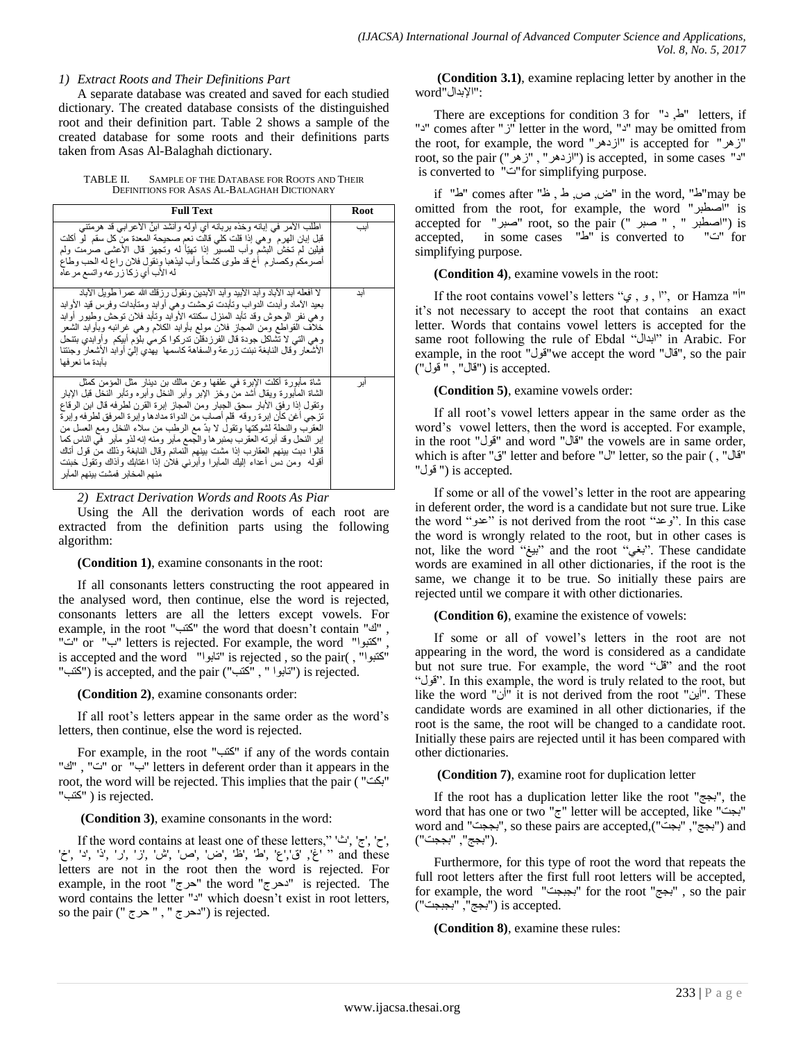*1) Extract Roots and Their Definitions Part*

A separate database was created and saved for each studied dictionary. The created database consists of the distinguished root and their definition part. Table 2 shows a sample of the created database for some roots and their definitions parts taken from Asas Al-Balaghah dictionary.

TABLE II. SAMPLE OF THE DATABASE FOR ROOTS AND THEIR DEFINITIONS FOR ASAS AL-BALAGHAH DICTIONARY

| Full Text | Root |
| --- | --- |
| اطلب الأمر في إبانه وخذه بربانه اي أوله وانشد ابنُ الأعرابي قد هرمتني قبل إبان الهرم وهي إذا قلت كلي قالت نعم صحيحة المعدة من كل سقم لو أكلت فيلين لم تخش البشم وأب للمسير إذا تهيّأ له وتجهز قال الأعشى صرمت ولم أصرمكم وكصارم أخ قد طوى كشحاً وأب ليذهبا وتقول فلان راع له الحب وطاع له الأب أي زكا زرعه واتسع مرعاه | ابب |
| لا أفعله أبد الآباد وأبد الابيد وأبد الأبدين وتقول رزقك الله عمراً طويل الآباد بعيد الآماد وأبدت الدواب وتأبدت توحشت وهي أوابد ومتأبدات وفرس قيد الأوابد وهي نفر الوحوش وقد تأبد المنزل سكنته الأوابد وتأبد فلان توحش وطيور أوابد خلاف القواطع ومن المجاز فلان مولع بأوابد الكلام وهي غرائبه وبأوابد الشعر وهي التي لا تشاكل جودة قال الفرزدقلن تدركوا كرمي بلؤم أبيكم وأوابدي بتنحل الأشعار وقال النابغة نبئت زرعة والسفاهة كاسمها يهدي إليّ أوابد الأشعار وجئتنا بآبدة ما نعرفها | أبد |
| شاة مأبورة أكلت الإبرة في علفها وعن مالك بن دينار مثل المؤمن كمثل الشاة المأبورة ويقال أشد من وخز الإبر وأبر النخل وأبره وتأبر النخل قبل الإبار وتقول إذا رفق الأبار سحق الجبار ومن المجاز إبرة القرن لطرفه قال ابن الرقاع تزجي أغن كأن إبرة روقه قلم أصاب من الدواة مدادها وإبرة المرفق لطرفه وإبرة العقرب والنحلة لشوكتها وتقول لا بدّ مع الرطب من سلاء النخل ومع العسل من إبر النحل وقد أبرته العقرب بمئبرها والجمع مآبر ومنه إنه لذو مآبر في الناس كما قالوا دبت بينهم العقارب إذا مشت بينهم النمائم وقال النابغة وذلك من قول أتاك أقوله ومن دس أعداء إليك المآبرا وأبرني فلان إذا اغتابك وآذاك وتقول خبثت منهم المخابر فمشت بينهم المآبر | أبر |

*2) Extract Derivation Words and Roots As Piar*

Using the All the derivation words of each root are extracted from the definition parts using the following algorithm:

**(Condition 1)**, examine consonants in the root:

If all consonants letters constructing the root appeared in the analysed word, then continue, else the word is rejected, consonants letters are all the letters except vowels. For example, in the root "كتب" the word that doesn't contain "ك" , "ت" or "ب" letters is rejected. For example, the word "كتبوا" , is accepted and the word "تابوا" is rejected , so the pair( , "كتبوا" "كتب") is accepted, and the pair ("كتب" , " تابوا") is rejected.

**(Condition 2)**, examine consonants order:

If all root's letters appear in the same order as the word's letters, then continue, else the word is rejected.

For example, in the root "كتب" if any of the words contain "ك" , "ت" or "ب" letters in deferent order than it appears in the root, the word will be rejected. This implies that the pair ( "بكت" "كتب" ) is rejected.

**(Condition 3)**, examine consonants in the word:

If the word contains at least one of these letters," 'ث', 'ج', 'ح', 'خ', 'د', 'ذ', 'ر', 'ز', 'ش', 'ص', 'ض', 'ط', 'ظ', 'ع','ق', 'غ' " and these letters are not in the root then the word is rejected. For example, in the root "حرج" the word "دحرج" is rejected. The word contains the letter "د" which doesn't exist in root letters, so the pair (" حرج " , "دحرج") is rejected.

**(Condition 3.1)**, examine replacing letter by another in the word"الإبدال":

There are exceptions for condition 3 for "ط, د" letters, if "د" comes after "ز" letter in the word, "د" may be omitted from the root, for example, the word "ازدهر" is accepted for "زهر" root, so the pair ("زهر" , "ازدهر") is accepted, in some cases "د" is converted to "ت"for simplifying purpose.

if "ط" comes after "ض, ص, ط , ظ" in the word, "ط"may be omitted from the root, for example, the word "اصطبر" is accepted for "صبر" root, so the pair (" صبر " , "اصطبر") is accepted, in some cases "ط" is converted to "ت" for simplifying purpose.

**(Condition 4)**, examine vowels in the root:

If the root contains vowel's letters "ي , و , ا", or Hamza "أ" it's not necessary to accept the root that contains an exact letter. Words that contains vowel letters is accepted for the same root following the rule of Ebdal "ابدال" in Arabic. For example, in the root "قول"we accept the word "قال", so the pair ("قال" , " قول") is accepted.

**(Condition 5)**, examine vowels order:

If all root's vowel letters appear in the same order as the word's vowel letters, then the word is accepted. For example, in the root "قول" and word "قال" the vowels are in same order, which is after "ق" letter and before "ل" letter, so the pair ( , "قال" "قول ") is accepted.

If some or all of the vowel's letter in the root are appearing in deferent order, the word is a candidate but not sure true. Like the word "عدو" is not derived from the root "وعد". In this case the word is wrongly related to the root, but in other cases is not, like the word "بيغ" and the root "بغي". These candidate words are examined in all other dictionaries, if the root is the same, we change it to be true. So initially these pairs are rejected until we compare it with other dictionaries.

**(Condition 6)**, examine the existence of vowels:

If some or all of vowel's letters in the root are not appearing in the word, the word is considered as a candidate but not sure true. For example, the word "قل" and the root "قول". In this example, the word is truly related to the root, but like the word "أن" it is not derived from the root "أين". These candidate words are examined in all other dictionaries, if the root is the same, the root will be changed to a candidate root. Initially these pairs are rejected until it has been compared with other dictionaries.

**(Condition 7)**, examine root for duplication letter

If the root has a duplication letter like the root "بجج", the word that has one or two "ج" letter will be accepted, like "بجت" word and "بججت", so these pairs are accepted,("بجج","بجت") and ("بجج", "بججت").

Furthermore, for this type of root the word that repeats the full root letters after the first full root letters will be accepted, for example, the word "بجبجت" for the root "بجج" , so the pair ("بجج", "بجبجت") is accepted.

**(Condition 8)**, examine these rules: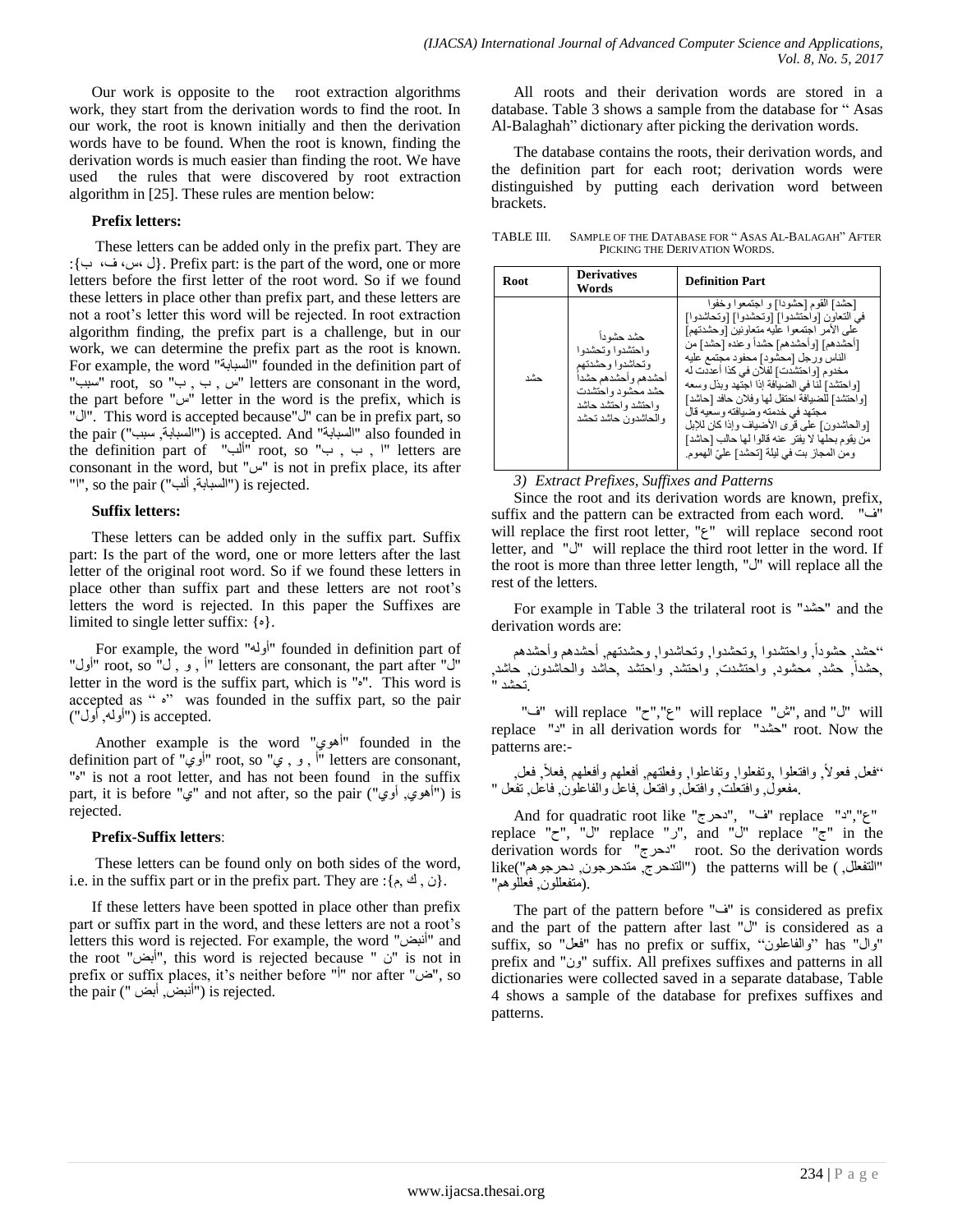Our work is opposite to the root extraction algorithms work, they start from the derivation words to find the root. In our work, the root is known initially and then the derivation words have to be found. When the root is known, finding the derivation words is much easier than finding the root. We have used the rules that were discovered by root extraction algorithm in [25]. These rules are mention below:

**Prefix letters:**

These letters can be added only in the prefix part. They are :{ل ،س، ف، ب}. Prefix part: is the part of the word, one or more letters before the first letter of the root word. So if we found these letters in place other than prefix part, and these letters are not a root's letter this word will be rejected. In root extraction algorithm finding, the prefix part is a challenge, but in our work, we can determine the prefix part as the root is known. For example, the word "السبابة" founded in the definition part of "سبب" root, so "س , ب , ب" letters are consonant in the word, the part before "س" letter in the word is the prefix, which is "ال". This word is accepted because"ل" can be in prefix part, so the pair ("السبابة, سبب") is accepted. And "السبابة" also founded in the definition part of "ألب" root, so "ا , ب , ب" letters are consonant in the word, but "س" is not in prefix place, its after "ا", so the pair ("السبابة, ألب") is rejected.

**Suffix letters:**

These letters can be added only in the suffix part. Suffix part: Is the part of the word, one or more letters after the last letter of the original root word. So if we found these letters in place other than suffix part and these letters are not root's letters the word is rejected. In this paper the Suffixes are limited to single letter suffix: {ه}.

For example, the word "أوله" founded in definition part of "أول" root, so "أ , و , ل" letters are consonant, the part after "ل" letter in the word is the suffix part, which is "ه". This word is accepted as "ه" was founded in the suffix part, so the pair ("أوله, أول") is accepted.

Another example is the word "أهوي" founded in the definition part of "أوي" root, so "أ , و , ي" letters are consonant, "ه" is not a root letter, and has not been found in the suffix part, it is before "ي" and not after, so the pair ("أهوي, أوي") is rejected.

**Prefix-Suffix letters**:

These letters can be found only on both sides of the word, i.e. in the suffix part or in the prefix part. They are :{ن , ك ,م}.

If these letters have been spotted in place other than prefix part or suffix part in the word, and these letters are not a root's letters this word is rejected. For example, the word "أنبض" and the root "أبض", this word is rejected because " ن" is not in prefix or suffix places, it's neither before "أ" nor after "ض", so the pair (" أنبض, أبض") is rejected.

All roots and their derivation words are stored in a database. Table 3 shows a sample from the database for " Asas Al-Balaghah" dictionary after picking the derivation words.

The database contains the roots, their derivation words, and the definition part for each root; derivation words were distinguished by putting each derivation word between brackets.

TABLE III. SAMPLE OF THE DATABASE FOR " ASAS AL-BALAGAH" AFTER PICKING THE DERIVATION WORDS.

| Root | Derivatives Words | Definition Part |
|---|---|---|
| حشد | حشد حشوداً واحتشدوا وتحشدوا وتحاشدوا وحشدتهم أحشدهم وأحشدهم حشداً حشد محشود واحتشدت واحتشد واحتشد حاشد والحاشدون حاشد تحشد | [حشد] القوم [حشودا] و اجتمعوا وخفوا في التعاون [واحتشدوا] [وتحشدوا] [وتحاشدوا] على الأمر اجتمعوا عليه متعاونين [وحشدتهم] [أحشدهم] [وأحشدهم] حشداً وعنده [حشد] من الناس ورجل [محشود] محفود مجتمع عليه مخدوم [واحتشدت] لفلان في كذا أعددت له [واحتشد] لنا في الضيافة إذا اجتهد وبذل وسعه [واحتشد] للضيافة احتفل لها وفلان حافد [حاشد] مجتهد في خدمته وضيافته وسعيه قال [والحاشدون] على قرى الأضياف وإذا كان للإبل من يقوم بحلها لا يفتر عنه قالوا لها حالب [حاشد] ومن المجاز بت في ليلة [تحشد] عليّ الهموم. |

*3) Extract Prefixes, Suffixes and Patterns*

Since the root and its derivation words are known, prefix, suffix and the pattern can be extracted from each word. "ف" will replace the first root letter, "ع" will replace second root letter, and "ل" will replace the third root letter in the word. If the root is more than three letter length, "ل" will replace all the rest of the letters.

For example in Table 3 the trilateral root is "حشد" and the derivation words are:

"حشد, حشوداً, واحتشدوا ,وتحشدوا, وتحاشدوا, وحشدتهم, أحشدهم وأحشدهم ,حشداً, حشد, محشود, واحتشدت, واحتشد ,حاشد والحاشدون, حاشد, تحشد ".

"ف" will replace "ح","ع" will replace "ش", and "ل" will replace "د" in all derivation words for "حشد" root. Now the patterns are:-

"فعل, فعولاً, وافتعلوا ,وتفعلوا, وتفاعلوا, وفعلتهم, أفعلهم وأفعلهم ,فعلاً, فعل, مفعول, وافتعلت, وافتعل ,فاعل والفاعلون, فاعل, تفعل ".

And for quadratic root like "دحرج", "ف" replace "د","ع" replace "ح", "ل" replace "ر", and "ل" replace "ج" in the derivation words for "دحرج" root. So the derivation words like("التدحرج, متدحرجون, دحرجوهم") the patterns will be ("التفعلل, متفعللون, فعللوهم").

The part of the pattern before "ف" is considered as prefix and the part of the pattern after last "ل" is considered as a suffix, so "فعل" has no prefix or suffix, "والفاعلون" has "وال" prefix and "ون" suffix. All prefixes suffixes and patterns in all dictionaries were collected saved in a separate database, Table 4 shows a sample of the database for prefixes suffixes and patterns.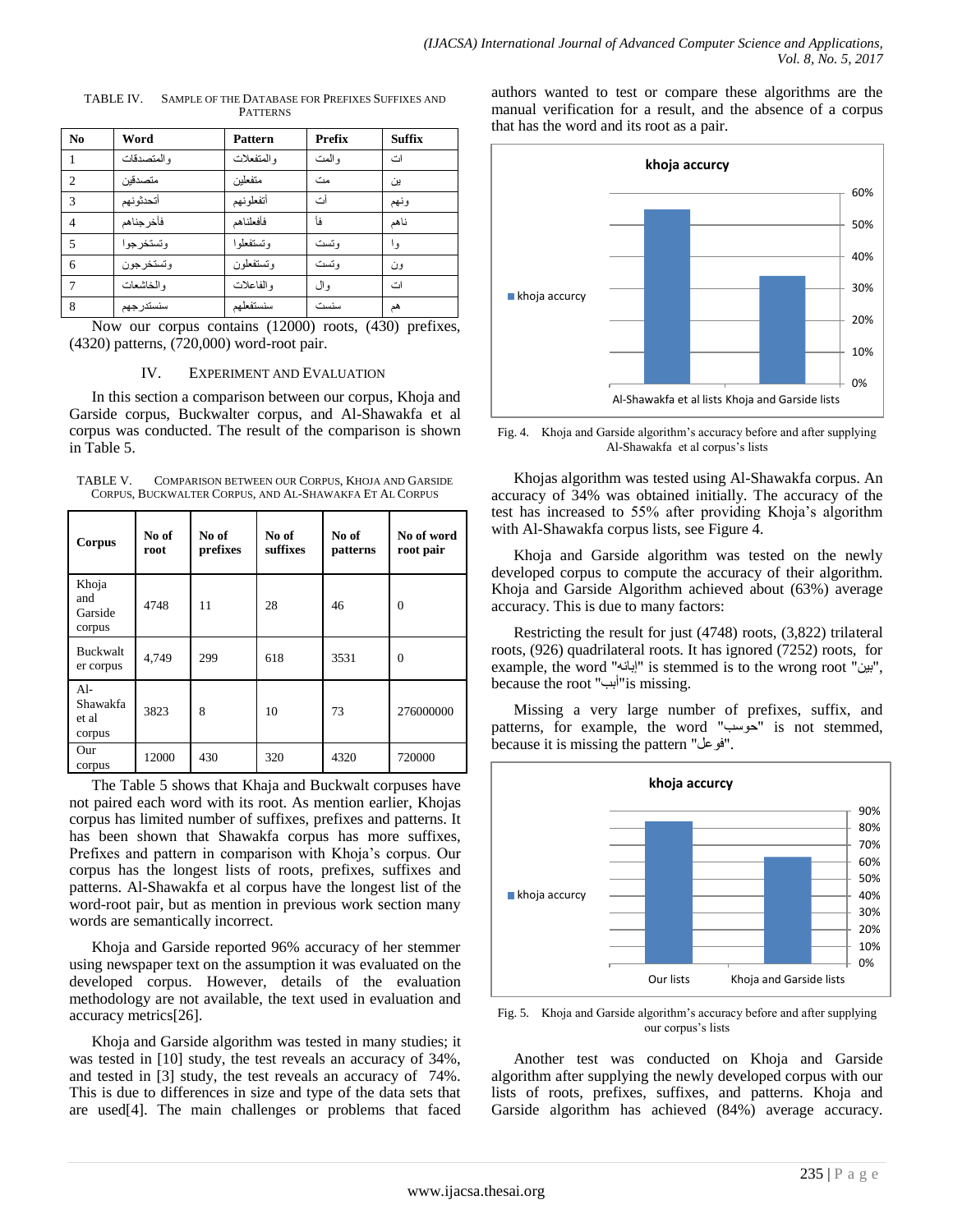TABLE IV. SAMPLE OF THE DATABASE FOR PREFIXES SUFFIXES AND PATTERNS

| No | Word | Pattern | Prefix | Suffix |
|---|---|---|---|---|
| 1 | والمتصدقات | والمتفعلات | والمت | ات |
| 2 | متصدقين | متفعلين | مت | ين |
| 3 | أتحدثونهم | أتفعلونهم | أت | ونهم |
| 4 | فأخرجناهم | فأفعلناهم | فأ | ناهم |
| 5 | وتستخرجوا | وتستفعلوا | وتست | وا |
| 6 | وتستخرجون | وتستفعلون | وتست | ون |
| 7 | والخاشعات | والفاعلات | وال | ات |
| 8 | سنستدرجهم | سنستفعلهم | سنست | هم |

Now our corpus contains (12000) roots, (430) prefixes, (4320) patterns, (720,000) word-root pair.

## IV. EXPERIMENT AND EVALUATION

In this section a comparison between our corpus, Khoja and Garside corpus, Buckwalter corpus, and Al-Shawakfa et al corpus was conducted. The result of the comparison is shown in Table 5.

TABLE V. COMPARISON BETWEEN OUR CORPUS, KHOJA AND GARSIDE CORPUS, BUCKWALTER CORPUS, AND AL-SHAWAKFA ET AL CORPUS

| Corpus | No of root | No of prefixes | No of suffixes | No of patterns | No of word root pair |
|---|---|---|---|---|---|
| Khoja and Garside corpus | 4748 | 11 | 28 | 46 | 0 |
| Buckwalter corpus | 4,749 | 299 | 618 | 3531 | 0 |
| Al-Shawakfa et al corpus | 3823 | 8 | 10 | 73 | 276000000 |
| Our corpus | 12000 | 430 | 320 | 4320 | 720000 |

The Table 5 shows that Khaja and Buckwalt corpuses have not paired each word with its root. As mention earlier, Khojas corpus has limited number of suffixes, prefixes and patterns. It has been shown that Shawakfa corpus has more suffixes, Prefixes and pattern in comparison with Khoja's corpus. Our corpus has the longest lists of roots, prefixes, suffixes and patterns. Al-Shawakfa et al corpus have the longest list of the word-root pair, but as mention in previous work section many words are semantically incorrect.

Khoja and Garside reported 96% accuracy of her stemmer using newspaper text on the assumption it was evaluated on the developed corpus. However, details of the evaluation methodology are not available, the text used in evaluation and accuracy metrics[26].

Khoja and Garside algorithm was tested in many studies; it was tested in [10] study, the test reveals an accuracy of 34%, and tested in [3] study, the test reveals an accuracy of 74%. This is due to differences in size and type of the data sets that are used[4]. The main challenges or problems that faced authors wanted to test or compare these algorithms are the manual verification for a result, and the absence of a corpus that has the word and its root as a pair.

Fig. 4. Khoja and Garside algorithm's accuracy before and after supplying Al-Shawakfa et al corpus's lists

Khojas algorithm was tested using Al-Shawakfa corpus. An accuracy of 34% was obtained initially. The accuracy of the test has increased to 55% after providing Khoja's algorithm with Al-Shawakfa corpus lists, see Figure 4.

Khoja and Garside algorithm was tested on the newly developed corpus to compute the accuracy of their algorithm. Khoja and Garside Algorithm achieved about (63%) average accuracy. This is due to many factors:

Restricting the result for just (4748) roots, (3,822) trilateral roots, (926) quadrilateral roots. It has ignored (7252) roots, for example, the word "إبانه" is stemmed is to the wrong root "بين", because the root "أبب"is missing.

Missing a very large number of prefixes, suffix, and patterns, for example, the word "حوسب" is not stemmed, because it is missing the pattern "فوعل".

Fig. 5. Khoja and Garside algorithm's accuracy before and after supplying our corpus's lists

Another test was conducted on Khoja and Garside algorithm after supplying the newly developed corpus with our lists of roots, prefixes, suffixes, and patterns. Khoja and Garside algorithm has achieved (84%) average accuracy.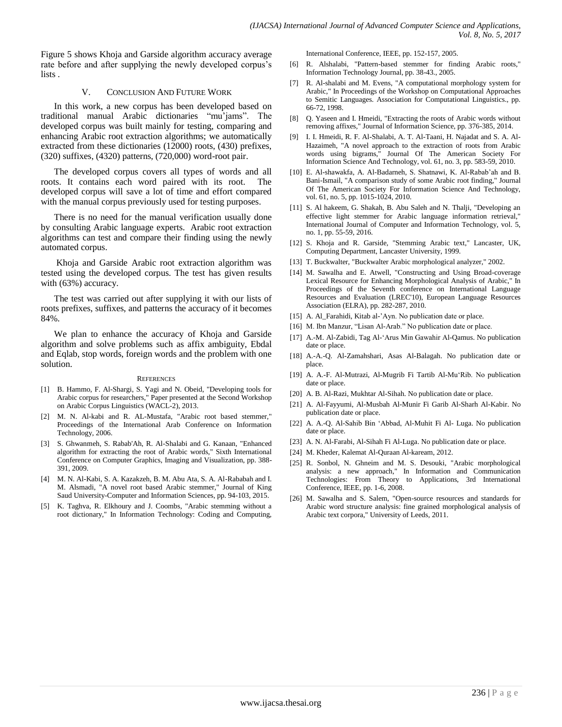Figure 5 shows Khoja and Garside algorithm accuracy average rate before and after supplying the newly developed corpus's lists .

## V. Conclusion And Future Work

In this work, a new corpus has been developed based on traditional manual Arabic dictionaries "mu'jams". The developed corpus was built mainly for testing, comparing and enhancing Arabic root extraction algorithms; we automatically extracted from these dictionaries (12000) roots, (430) prefixes, (320) suffixes, (4320) patterns, (720,000) word-root pair.

The developed corpus covers all types of words and all roots. It contains each word paired with its root. The developed corpus will save a lot of time and effort compared with the manual corpus previously used for testing purposes.

There is no need for the manual verification usually done by consulting Arabic language experts. Arabic root extraction algorithms can test and compare their finding using the newly automated corpus.

Khoja and Garside Arabic root extraction algorithm was tested using the developed corpus. The test has given results with (63%) accuracy.

The test was carried out after supplying it with our lists of roots prefixes, suffixes, and patterns the accuracy of it becomes 84%.

We plan to enhance the accuracy of Khoja and Garside algorithm and solve problems such as affix ambiguity, Ebdal and Eqlab, stop words, foreign words and the problem with one solution.

## References

[1] B. Hammo, F. Al-Shargi, S. Yagi and N. Obeid, "Developing tools for Arabic corpus for researchers," Paper presented at the Second Workshop on Arabic Corpus Linguistics (WACL-2), 2013.

[2] M. N. Al-kabi and R. AL-Mustafa, "Arabic root based stemmer," Proceedings of the International Arab Conference on Information Technology, 2006.

[3] S. Ghwanmeh, S. Rabab'Ah, R. Al-Shalabi and G. Kanaan, "Enhanced algorithm for extracting the root of Arabic words," Sixth International Conference on Computer Graphics, Imaging and Visualization, pp. 388-391, 2009.

[4] M. N. Al-Kabi, S. A. Kazakzeh, B. M. Abu Ata, S. A. Al-Rababah and I. M. Alsmadi, "A novel root based Arabic stemmer," Journal of King Saud University-Computer and Information Sciences, pp. 94-103, 2015.

[5] K. Taghva, R. Elkhoury and J. Coombs, "Arabic stemming without a root dictionary," In Information Technology: Coding and Computing, International Conference, IEEE, pp. 152-157, 2005.

[6] R. Alshalabi, "Pattern-based stemmer for finding Arabic roots," Information Technology Journal, pp. 38-43., 2005.

[7] R. Al-shalabi and M. Evens, "A computational morphology system for Arabic," In Proceedings of the Workshop on Computational Approaches to Semitic Languages. Association for Computational Linguistics., pp. 66-72, 1998.

[8] Q. Yaseen and I. Hmeidi, "Extracting the roots of Arabic words without removing affixes," Journal of Information Science, pp. 376-385, 2014.

[9] I. I. Hmeidi, R. F. Al-Shalabi, A. T. Al-Taani, H. Najadat and S. A. Al-Hazaimeh, "A novel approach to the extraction of roots from Arabic words using bigrams," Journal Of The American Society For Information Science And Technology, vol. 61, no. 3, pp. 583-59, 2010.

[10] E. Al-shawakfa, A. Al-Badarneh, S. Shatnawi, K. Al-Rabab'ah and B. Bani-Ismail, "A comparison study of some Arabic root finding," Journal Of The American Society For Information Science And Technology, vol. 61, no. 5, pp. 1015-1024, 2010.

[11] S. Al hakeem, G. Shakah, B. Abu Saleh and N. Thalji, "Developing an effective light stemmer for Arabic language information retrieval," International Journal of Computer and Information Technology, vol. 5, no. 1, pp. 55-59, 2016.

[12] S. Khoja and R. Garside, "Stemming Arabic text," Lancaster, UK, Computing Department, Lancaster University, 1999.

[13] T. Buckwalter, "Buckwalter Arabic morphological analyzer," 2002.

[14] M. Sawalha and E. Atwell, "Constructing and Using Broad-coverage Lexical Resource for Enhancing Morphological Analysis of Arabic," In Proceedings of the Seventh conference on International Language Resources and Evaluation (LREC'10), European Language Resources Association (ELRA), pp. 282-287, 2010.

[15] A. Al_Farahidi, Kitab al-'Ayn. No publication date or place.

[16] M. Ibn Manzur, "Lisan Al-Arab." No publication date or place.

[17] A.-M. Al-Zabidi, Tag Al-'Arus Min Gawahir Al-Qamus. No publication date or place.

[18] A.-A.-Q. Al-Zamahshari, Asas Al-Balagah. No publication date or place.

[19] A. A.-F. Al-Mutrazi, Al-Mugrib Fi Tartib Al-Mu'Rib. No publication date or place.

[20] A. B. Al-Razi, Mukhtar Al-Sihah. No publication date or place.

[21] A. Al-Fayyumi, Al-Musbah Al-Munir Fi Garib Al-Sharh Al-Kabir. No publication date or place.

[22] A. A.-Q. Al-Sahib Bin 'Abbad, Al-Muhit Fi Al- Luga. No publication date or place.

[23] A. N. Al-Farabi, Al-Sihah Fi Al-Luga. No publication date or place.

[24] M. Kheder, Kalemat Al-Quraan Al-kaream, 2012.

[25] R. Sonbol, N. Ghneim and M. S. Desouki, "Arabic morphological analysis: a new approach," In Information and Communication Technologies: From Theory to Applications, 3rd International Conference, IEEE, pp. 1-6, 2008.

[26] M. Sawalha and S. Salem, "Open-source resources and standards for Arabic word structure analysis: fine grained morphological analysis of Arabic text corpora," University of Leeds, 2011.